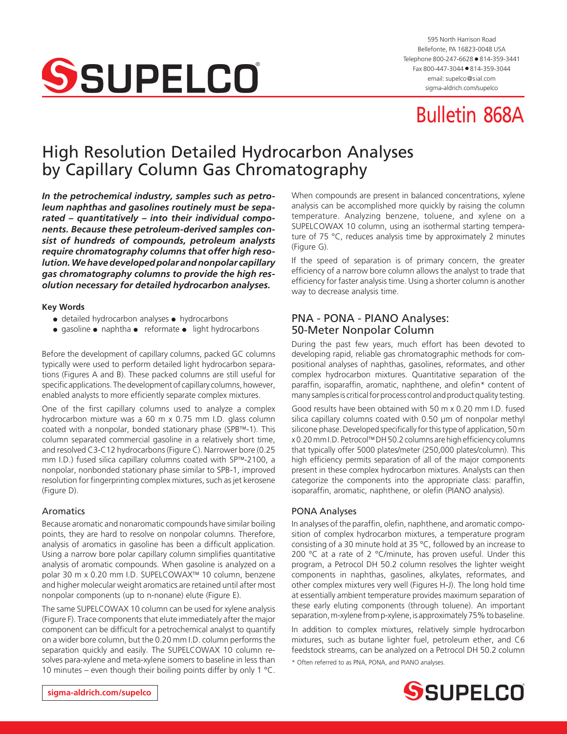# Bulletin 868A

# High Resolution Detailed Hydrocarbon Analyses by Capillary Column Gas Chromatography

***In the petrochemical industry, samples such as petroleum naphthas and gasolines routinely must be separated – quantitatively – into their individual components. Because these petroleum-derived samples consist of hundreds of compounds, petroleum analysts require chromatography columns that offer high resolution. We have developed polar and nonpolar capillary gas chromatography columns to provide the high resolution necessary for detailed hydrocarbon analyses.***

**Key Words**

- detailed hydrocarbon analyses • hydrocarbons
- gasoline • naphtha • reformate • light hydrocarbons

Before the development of capillary columns, packed GC columns typically were used to perform detailed light hydrocarbon separations (Figures A and B). These packed columns are still useful for specific applications. The development of capillary columns, however, enabled analysts to more efficiently separate complex mixtures.

One of the first capillary columns used to analyze a complex hydrocarbon mixture was a 60 m x 0.75 mm I.D. glass column coated with a nonpolar, bonded stationary phase (SPB™-1). This column separated commercial gasoline in a relatively short time, and resolved C3-C12 hydrocarbons (Figure C). Narrower bore (0.25 mm I.D.) fused silica capillary columns coated with SP™-2100, a nonpolar, nonbonded stationary phase similar to SPB-1, improved resolution for fingerprinting complex mixtures, such as jet kerosene (Figure D).

### Aromatics

Because aromatic and nonaromatic compounds have similar boiling points, they are hard to resolve on nonpolar columns. Therefore, analysis of aromatics in gasoline has been a difficult application. Using a narrow bore polar capillary column simplifies quantitative analysis of aromatic compounds. When gasoline is analyzed on a polar 30 m x 0.20 mm I.D. SUPELCOWAX™ 10 column, benzene and higher molecular weight aromatics are retained until after most nonpolar components (up to n-nonane) elute (Figure E).

The same SUPELCOWAX 10 column can be used for xylene analysis (Figure F). Trace components that elute immediately after the major component can be difficult for a petrochemical analyst to quantify on a wider bore column, but the 0.20 mm I.D. column performs the separation quickly and easily. The SUPELCOWAX 10 column resolves para-xylene and meta-xylene isomers to baseline in less than 10 minutes – even though their boiling points differ by only 1 °C. When compounds are present in balanced concentrations, xylene analysis can be accomplished more quickly by raising the column temperature. Analyzing benzene, toluene, and xylene on a SUPELCOWAX 10 column, using an isothermal starting temperature of 75 °C, reduces analysis time by approximately 2 minutes (Figure G).

If the speed of separation is of primary concern, the greater efficiency of a narrow bore column allows the analyst to trade that efficiency for faster analysis time. Using a shorter column is another way to decrease analysis time.

## PNA - PONA - PIANO Analyses: 50-Meter Nonpolar Column

During the past few years, much effort has been devoted to developing rapid, reliable gas chromatographic methods for compositional analyses of naphthas, gasolines, reformates, and other complex hydrocarbon mixtures. Quantitative separation of the paraffin, isoparaffin, aromatic, naphthene, and olefin* content of many samples is critical for process control and product quality testing.

Good results have been obtained with 50 m x 0.20 mm I.D. fused silica capillary columns coated with 0.50 µm of nonpolar methyl silicone phase. Developed specifically for this type of application, 50 m x 0.20 mm I.D. Petrocol™ DH 50.2 columns are high efficiency columns that typically offer 5000 plates/meter (250,000 plates/column). This high efficiency permits separation of all of the major components present in these complex hydrocarbon mixtures. Analysts can then categorize the components into the appropriate class: paraffin, isoparaffin, aromatic, naphthene, or olefin (PIANO analysis).

### PONA Analyses

In analyses of the paraffin, olefin, naphthene, and aromatic composition of complex hydrocarbon mixtures, a temperature program consisting of a 30 minute hold at 35 °C, followed by an increase to 200 °C at a rate of 2 °C/minute, has proven useful. Under this program, a Petrocol DH 50.2 column resolves the lighter weight components in naphthas, gasolines, alkylates, reformates, and other complex mixtures very well (Figures H-J). The long hold time at essentially ambient temperature provides maximum separation of these early eluting components (through toluene). An important separation, m-xylene from p-xylene, is approximately 75% to baseline.

In addition to complex mixtures, relatively simple hydrocarbon mixtures, such as butane lighter fuel, petroleum ether, and C6 feedstock streams, can be analyzed on a Petrocol DH 50.2 column

\* Often referred to as PNA, PONA, and PIANO analyses.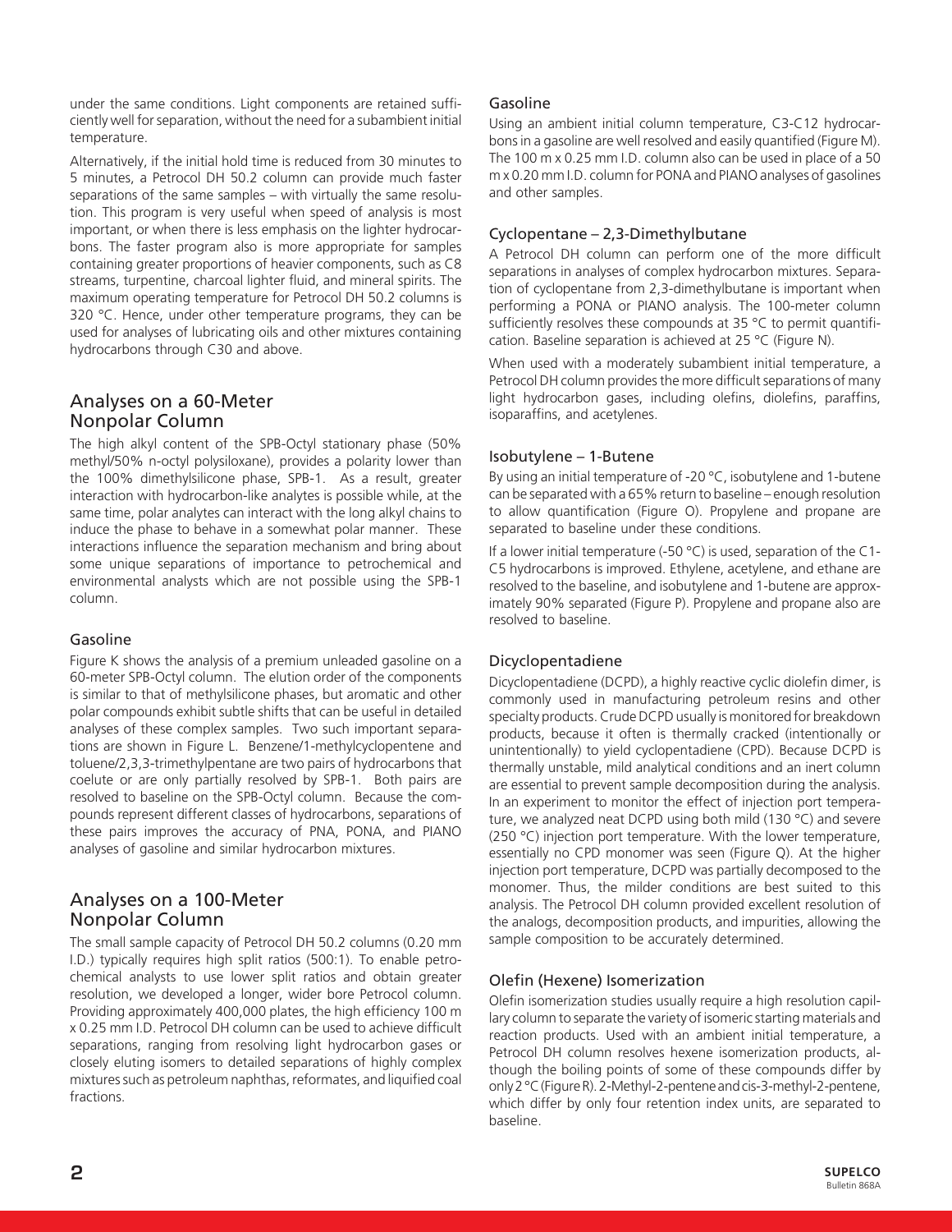under the same conditions. Light components are retained sufficiently well for separation, without the need for a subambient initial temperature.

Alternatively, if the initial hold time is reduced from 30 minutes to 5 minutes, a Petrocol DH 50.2 column can provide much faster separations of the same samples – with virtually the same resolution. This program is very useful when speed of analysis is most important, or when there is less emphasis on the lighter hydrocarbons. The faster program also is more appropriate for samples containing greater proportions of heavier components, such as C8 streams, turpentine, charcoal lighter fluid, and mineral spirits. The maximum operating temperature for Petrocol DH 50.2 columns is 320 °C. Hence, under other temperature programs, they can be used for analyses of lubricating oils and other mixtures containing hydrocarbons through C30 and above.

## Analyses on a 60-Meter Nonpolar Column

The high alkyl content of the SPB-Octyl stationary phase (50% methyl/50% n-octyl polysiloxane), provides a polarity lower than the 100% dimethylsilicone phase, SPB-1. As a result, greater interaction with hydrocarbon-like analytes is possible while, at the same time, polar analytes can interact with the long alkyl chains to induce the phase to behave in a somewhat polar manner. These interactions influence the separation mechanism and bring about some unique separations of importance to petrochemical and environmental analysts which are not possible using the SPB-1 column.

### Gasoline

Figure K shows the analysis of a premium unleaded gasoline on a 60-meter SPB-Octyl column. The elution order of the components is similar to that of methylsilicone phases, but aromatic and other polar compounds exhibit subtle shifts that can be useful in detailed analyses of these complex samples. Two such important separations are shown in Figure L. Benzene/1-methylcyclopentene and toluene/2,3,3-trimethylpentane are two pairs of hydrocarbons that coelute or are only partially resolved by SPB-1. Both pairs are resolved to baseline on the SPB-Octyl column. Because the compounds represent different classes of hydrocarbons, separations of these pairs improves the accuracy of PNA, PONA, and PIANO analyses of gasoline and similar hydrocarbon mixtures.

## Analyses on a 100-Meter Nonpolar Column

The small sample capacity of Petrocol DH 50.2 columns (0.20 mm I.D.) typically requires high split ratios (500:1). To enable petrochemical analysts to use lower split ratios and obtain greater resolution, we developed a longer, wider bore Petrocol column. Providing approximately 400,000 plates, the high efficiency 100 m x 0.25 mm I.D. Petrocol DH column can be used to achieve difficult separations, ranging from resolving light hydrocarbon gases or closely eluting isomers to detailed separations of highly complex mixtures such as petroleum naphthas, reformates, and liquified coal fractions.

### Gasoline

Using an ambient initial column temperature, C3-C12 hydrocarbons in a gasoline are well resolved and easily quantified (Figure M). The 100 m x 0.25 mm I.D. column also can be used in place of a 50 m x 0.20 mm I.D. column for PONA and PIANO analyses of gasolines and other samples.

### Cyclopentane – 2,3-Dimethylbutane

A Petrocol DH column can perform one of the more difficult separations in analyses of complex hydrocarbon mixtures. Separation of cyclopentane from 2,3-dimethylbutane is important when performing a PONA or PIANO analysis. The 100-meter column sufficiently resolves these compounds at 35 °C to permit quantification. Baseline separation is achieved at 25 °C (Figure N).

When used with a moderately subambient initial temperature, a Petrocol DH column provides the more difficult separations of many light hydrocarbon gases, including olefins, diolefins, paraffins, isoparaffins, and acetylenes.

### Isobutylene – 1-Butene

By using an initial temperature of -20 °C, isobutylene and 1-butene can be separated with a 65% return to baseline – enough resolution to allow quantification (Figure O). Propylene and propane are separated to baseline under these conditions.

If a lower initial temperature (-50 °C) is used, separation of the C1-C5 hydrocarbons is improved. Ethylene, acetylene, and ethane are resolved to the baseline, and isobutylene and 1-butene are approximately 90% separated (Figure P). Propylene and propane also are resolved to baseline.

### Dicyclopentadiene

Dicyclopentadiene (DCPD), a highly reactive cyclic diolefin dimer, is commonly used in manufacturing petroleum resins and other specialty products. Crude DCPD usually is monitored for breakdown products, because it often is thermally cracked (intentionally or unintentionally) to yield cyclopentadiene (CPD). Because DCPD is thermally unstable, mild analytical conditions and an inert column are essential to prevent sample decomposition during the analysis. In an experiment to monitor the effect of injection port temperature, we analyzed neat DCPD using both mild (130 °C) and severe (250 °C) injection port temperature. With the lower temperature, essentially no CPD monomer was seen (Figure Q). At the higher injection port temperature, DCPD was partially decomposed to the monomer. Thus, the milder conditions are best suited to this analysis. The Petrocol DH column provided excellent resolution of the analogs, decomposition products, and impurities, allowing the sample composition to be accurately determined.

### Olefin (Hexene) Isomerization

Olefin isomerization studies usually require a high resolution capillary column to separate the variety of isomeric starting materials and reaction products. Used with an ambient initial temperature, a Petrocol DH column resolves hexene isomerization products, although the boiling points of some of these compounds differ by only 2 °C (Figure R). 2-Methyl-2-pentene and cis-3-methyl-2-pentene, which differ by only four retention index units, are separated to baseline.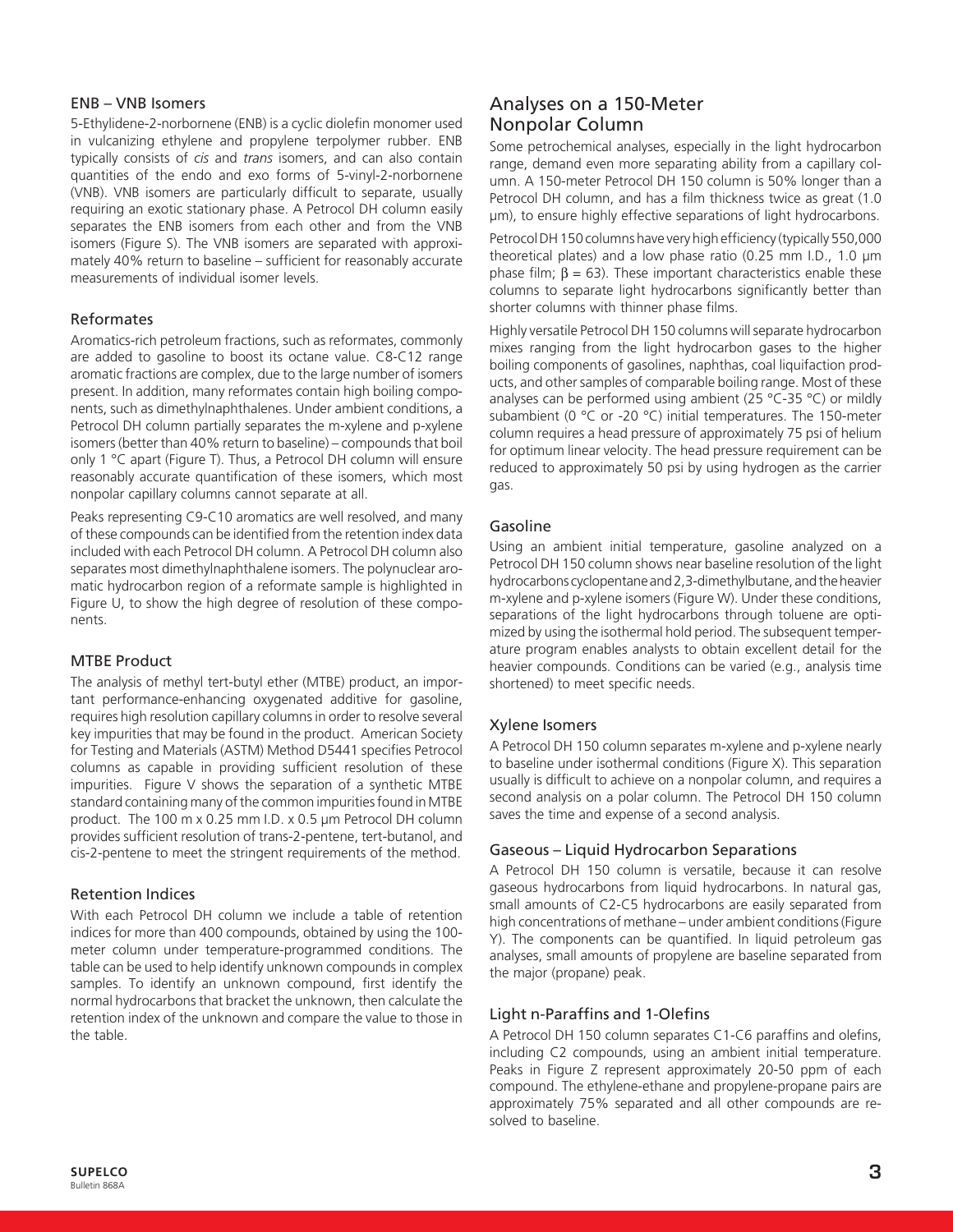### ENB – VNB Isomers

5-Ethylidene-2-norbornene (ENB) is a cyclic diolefin monomer used in vulcanizing ethylene and propylene terpolymer rubber. ENB typically consists of *cis* and *trans* isomers, and can also contain quantities of the endo and exo forms of 5-vinyl-2-norbornene (VNB). VNB isomers are particularly difficult to separate, usually requiring an exotic stationary phase. A Petrocol DH column easily separates the ENB isomers from each other and from the VNB isomers (Figure S). The VNB isomers are separated with approximately 40% return to baseline – sufficient for reasonably accurate measurements of individual isomer levels.

### Reformates

Aromatics-rich petroleum fractions, such as reformates, commonly are added to gasoline to boost its octane value. C8-C12 range aromatic fractions are complex, due to the large number of isomers present. In addition, many reformates contain high boiling components, such as dimethylnaphthalenes. Under ambient conditions, a Petrocol DH column partially separates the m-xylene and p-xylene isomers (better than 40% return to baseline) – compounds that boil only 1 °C apart (Figure T). Thus, a Petrocol DH column will ensure reasonably accurate quantification of these isomers, which most nonpolar capillary columns cannot separate at all.

Peaks representing C9-C10 aromatics are well resolved, and many of these compounds can be identified from the retention index data included with each Petrocol DH column. A Petrocol DH column also separates most dimethylnaphthalene isomers. The polynuclear aromatic hydrocarbon region of a reformate sample is highlighted in Figure U, to show the high degree of resolution of these components.

### MTBE Product

The analysis of methyl tert-butyl ether (MTBE) product, an important performance-enhancing oxygenated additive for gasoline, requires high resolution capillary columns in order to resolve several key impurities that may be found in the product. American Society for Testing and Materials (ASTM) Method D5441 specifies Petrocol columns as capable in providing sufficient resolution of these impurities. Figure V shows the separation of a synthetic MTBE standard containing many of the common impurities found in MTBE product. The 100 m x 0.25 mm I.D. x 0.5 µm Petrocol DH column provides sufficient resolution of trans-2-pentene, tert-butanol, and cis-2-pentene to meet the stringent requirements of the method.

### Retention Indices

With each Petrocol DH column we include a table of retention indices for more than 400 compounds, obtained by using the 100-meter column under temperature-programmed conditions. The table can be used to help identify unknown compounds in complex samples. To identify an unknown compound, first identify the normal hydrocarbons that bracket the unknown, then calculate the retention index of the unknown and compare the value to those in the table.

## Analyses on a 150-Meter Nonpolar Column

Some petrochemical analyses, especially in the light hydrocarbon range, demand even more separating ability from a capillary column. A 150-meter Petrocol DH 150 column is 50% longer than a Petrocol DH column, and has a film thickness twice as great (1.0 µm), to ensure highly effective separations of light hydrocarbons.

Petrocol DH 150 columns have very high efficiency (typically 550,000 theoretical plates) and a low phase ratio (0.25 mm I.D., 1.0 µm phase film; $\beta = 63$). These important characteristics enable these columns to separate light hydrocarbons significantly better than shorter columns with thinner phase films.

Highly versatile Petrocol DH 150 columns will separate hydrocarbon mixes ranging from the light hydrocarbon gases to the higher boiling components of gasolines, naphthas, coal liquifaction products, and other samples of comparable boiling range. Most of these analyses can be performed using ambient (25 °C-35 °C) or mildly subambient (0 °C or -20 °C) initial temperatures. The 150-meter column requires a head pressure of approximately 75 psi of helium for optimum linear velocity. The head pressure requirement can be reduced to approximately 50 psi by using hydrogen as the carrier gas.

### Gasoline

Using an ambient initial temperature, gasoline analyzed on a Petrocol DH 150 column shows near baseline resolution of the light hydrocarbons cyclopentane and 2,3-dimethylbutane, and the heavier m-xylene and p-xylene isomers (Figure W). Under these conditions, separations of the light hydrocarbons through toluene are optimized by using the isothermal hold period. The subsequent temperature program enables analysts to obtain excellent detail for the heavier compounds. Conditions can be varied (e.g., analysis time shortened) to meet specific needs.

### Xylene Isomers

A Petrocol DH 150 column separates m-xylene and p-xylene nearly to baseline under isothermal conditions (Figure X). This separation usually is difficult to achieve on a nonpolar column, and requires a second analysis on a polar column. The Petrocol DH 150 column saves the time and expense of a second analysis.

### Gaseous – Liquid Hydrocarbon Separations

A Petrocol DH 150 column is versatile, because it can resolve gaseous hydrocarbons from liquid hydrocarbons. In natural gas, small amounts of C2-C5 hydrocarbons are easily separated from high concentrations of methane – under ambient conditions (Figure Y). The components can be quantified. In liquid petroleum gas analyses, small amounts of propylene are baseline separated from the major (propane) peak.

### Light n-Paraffins and 1-Olefins

A Petrocol DH 150 column separates C1-C6 paraffins and olefins, including C2 compounds, using an ambient initial temperature. Peaks in Figure Z represent approximately 20-50 ppm of each compound. The ethylene-ethane and propylene-propane pairs are approximately 75% separated and all other compounds are resolved to baseline.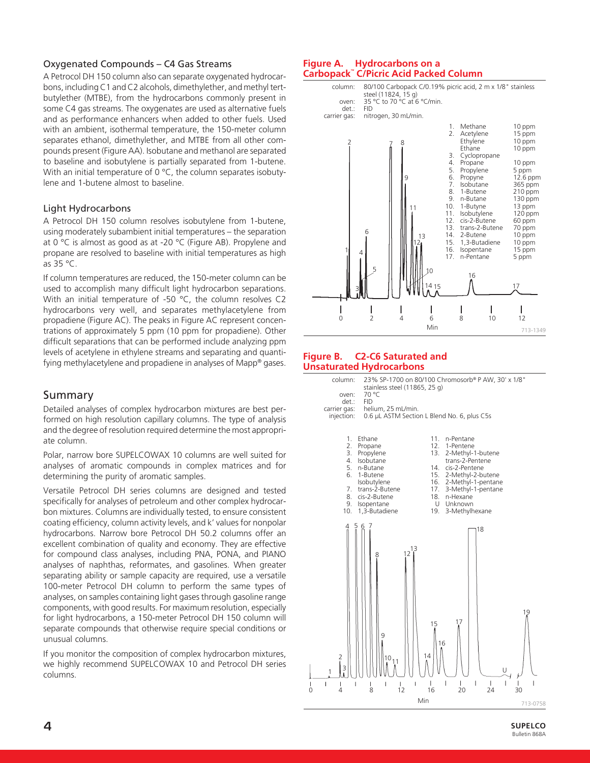### Oxygenated Compounds – C4 Gas Streams

A Petrocol DH 150 column also can separate oxygenated hydrocarbons, including C1 and C2 alcohols, dimethylether, and methyl tert-butylether (MTBE), from the hydrocarbons commonly present in some C4 gas streams. The oxygenates are used as alternative fuels and as performance enhancers when added to other fuels. Used with an ambient, isothermal temperature, the 150-meter column separates ethanol, dimethylether, and MTBE from all other compounds present (Figure AA). Isobutane and methanol are separated to baseline and isobutylene is partially separated from 1-butene. With an initial temperature of 0 °C, the column separates isobutylene and 1-butene almost to baseline.

### Light Hydrocarbons

A Petrocol DH 150 column resolves isobutylene from 1-butene, using moderately subambient initial temperatures – the separation at 0 °C is almost as good as at -20 °C (Figure AB). Propylene and propane are resolved to baseline with initial temperatures as high as 35 °C.

If column temperatures are reduced, the 150-meter column can be used to accomplish many difficult light hydrocarbon separations. With an initial temperature of -50 °C, the column resolves C2 hydrocarbons very well, and separates methylacetylene from propadiene (Figure AC). The peaks in Figure AC represent concentrations of approximately 5 ppm (10 ppm for propadiene). Other difficult separations that can be performed include analyzing ppm levels of acetylene in ethylene streams and separating and quantifying methylacetylene and propadiene in analyses of Mapp® gases.

## Summary

Detailed analyses of complex hydrocarbon mixtures are best performed on high resolution capillary columns. The type of analysis and the degree of resolution required determine the most appropriate column.

Polar, narrow bore SUPELCOWAX 10 columns are well suited for analyses of aromatic compounds in complex matrices and for determining the purity of aromatic samples.

Versatile Petrocol DH series columns are designed and tested specifically for analyses of petroleum and other complex hydrocarbon mixtures. Columns are individually tested, to ensure consistent coating efficiency, column activity levels, and k' values for nonpolar hydrocarbons. Narrow bore Petrocol DH 50.2 columns offer an excellent combination of quality and economy. They are effective for compound class analyses, including PNA, PONA, and PIANO analyses of naphthas, reformates, and gasolines. When greater separating ability or sample capacity are required, use a versatile 100-meter Petrocol DH column to perform the same types of analyses, on samples containing light gases through gasoline range components, with good results. For maximum resolution, especially for light hydrocarbons, a 150-meter Petrocol DH 150 column will separate compounds that otherwise require special conditions or unusual columns.

If you monitor the composition of complex hydrocarbon mixtures, we highly recommend SUPELCOWAX 10 and Petrocol DH series columns.

**Figure A. Hydrocarbons on a Carbopack™ C/Picric Acid Packed Column**

column: 80/100 Carbopack C/0.19% picric acid, 2 m x 1/8" stainless steel (11824, 15 g)
oven: 35 °C to 70 °C at 6 °C/min.
det.: FID
carrier gas: nitrogen, 30 mL/min.

1. Methane 10 ppm
2. Acetylene 15 ppm
   Ethylene 10 ppm
   Ethane 10 ppm
3. Cyclopropane
4. Propane 10 ppm
5. Propylene 5 ppm
6. Propyne 12.6 ppm
7. Isobutane 365 ppm
8. 1-Butene 210 ppm
9. n-Butane 130 ppm
10. 1-Butyne 13 ppm
11. Isobutylene 120 ppm
12. cis-2-Butene 60 ppm
13. trans-2-Butene 70 ppm
14. 2-Butene 10 ppm
15. 1,3-Butadiene 10 ppm
16. Isopentane 15 ppm
17. n-Pentane 5 ppm

713-1349

**Figure B. C2-C6 Saturated and Unsaturated Hydrocarbons**

column: 23% SP-1700 on 80/100 Chromosorb® P AW, 30' x 1/8" stainless steel (11865, 25 g)
oven: 70 °C
det.: FID
carrier gas: helium, 25 mL/min.
injection: 0.6 µL ASTM Section L Blend No. 6, plus C5s

1. Ethane
2. Propane
3. Propylene
4. Isobutane
5. n-Butane
6. 1-Butene
   Isobutylene
7. trans-2-Butene
8. cis-2-Butene
9. Isopentane
10. 1,3-Butadiene
11. n-Pentane
12. 1-Pentene
13. 2-Methyl-1-butene
    trans-2-Pentene
14. cis-2-Pentene
15. 2-Methyl-2-butene
16. 2-Methyl-1-pentane
17. 3-Methyl-1-pentane
18. n-Hexane
U Unknown
19. 3-Methylhexane

713-0758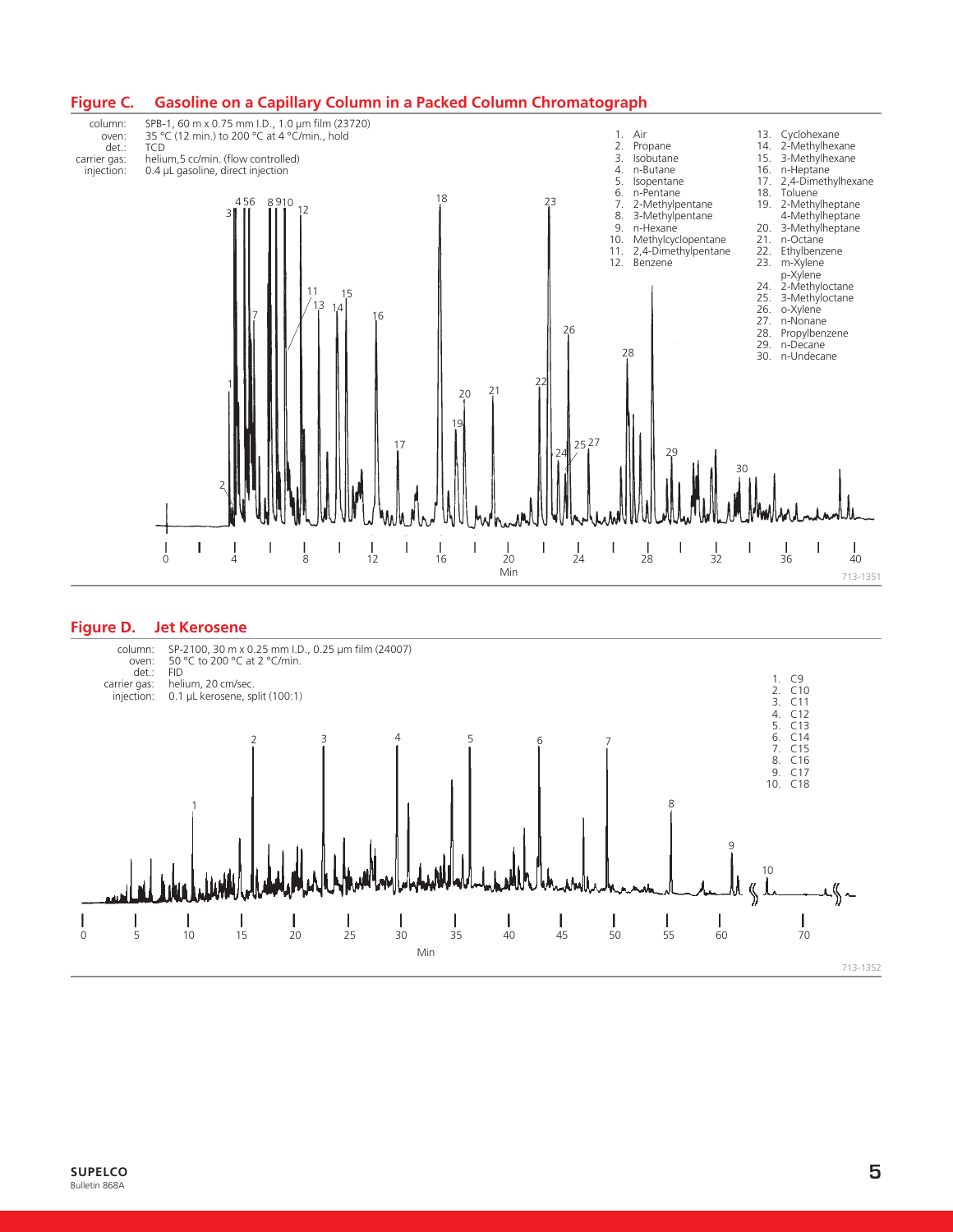## Figure C. Gasoline on a Capillary Column in a Packed Column Chromatograph

column: SPB-1, 60 m x 0.75 mm I.D., 1.0 µm film (23720)
oven: 35 °C (12 min.) to 200 °C at 4 °C/min., hold
det.: TCD
carrier gas: helium, 5 cc/min. (flow controlled)
injection: 0.4 µL gasoline, direct injection

1. Air
2. Propane
3. Isobutane
4. n-Butane
5. Isopentane
6. n-Pentane
7. 2-Methylpentane
8. 3-Methylpentane
9. n-Hexane
10. Methylcyclopentane
11. 2,4-Dimethylpentane
12. Benzene
13. Cyclohexane
14. 2-Methylhexane
15. 3-Methylhexane
16. n-Heptane
17. 2,4-Dimethylhexane
18. Toluene
19. 2-Methylheptane
    4-Methylheptane
20. 3-Methylheptane
21. n-Octane
22. Ethylbenzene
23. m-Xylene
    p-Xylene
24. 2-Methyloctane
25. 3-Methyloctane
26. o-Xylene
27. n-Nonane
28. Propylbenzene
29. n-Decane
30. n-Undecane

713-1351

## Figure D. Jet Kerosene

column: SP-2100, 30 m x 0.25 mm I.D., 0.25 µm film (24007)
oven: 50 °C to 200 °C at 2 °C/min.
det.: FID
carrier gas: helium, 20 cm/sec.
injection: 0.1 µL kerosene, split (100:1)

1. C9
2. C10
3. C11
4. C12
5. C13
6. C14
7. C15
8. C16
9. C17
10. C18

713-1352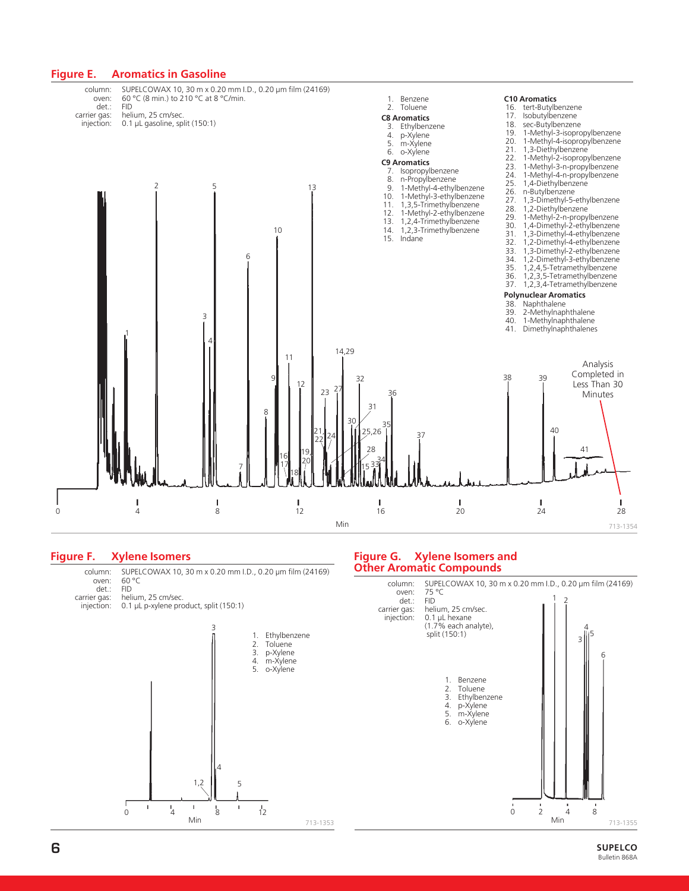## Figure E. Aromatics in Gasoline

column: SUPELCOWAX 10, 30 m x 0.20 mm I.D., 0.20 µm film (24169)
oven: 60 °C (8 min.) to 210 °C at 8 °C/min.
det.: FID
carrier gas: helium, 25 cm/sec.
injection: 0.1 µL gasoline, split (150:1)

1. Benzene
2. Toluene

**C8 Aromatics**

3. Ethylbenzene
4. p-Xylene
5. m-Xylene
6. o-Xylene

**C9 Aromatics**

7. Isopropylbenzene
8. n-Propylbenzene
9. 1-Methyl-4-ethylbenzene
10. 1-Methyl-3-ethylbenzene
11. 1,3,5-Trimethylbenzene
12. 1-Methyl-2-ethylbenzene
13. 1,2,4-Trimethylbenzene
14. 1,2,3-Trimethylbenzene
15. Indane

**C10 Aromatics**

16. tert-Butylbenzene
17. Isobutylbenzene
18. sec-Butylbenzene
19. 1-Methyl-3-isopropylbenzene
20. 1-Methyl-4-isopropylbenzene
21. 1,3-Diethylbenzene
22. 1-Methyl-2-isopropylbenzene
23. 1-Methyl-3-n-propylbenzene
24. 1-Methyl-4-n-propylbenzene
25. 1,4-Diethylbenzene
26. n-Butylbenzene
27. 1,3-Dimethyl-5-ethylbenzene
28. 1,2-Diethylbenzene
29. 1-Methyl-2-n-propylbenzene
30. 1,4-Dimethyl-2-ethylbenzene
31. 1,3-Dimethyl-4-ethylbenzene
32. 1,2-Dimethyl-4-ethylbenzene
33. 1,3-Dimethyl-2-ethylbenzene
34. 1,2-Dimethyl-3-ethylbenzene
35. 1,2,4,5-Tetramethylbenzene
36. 1,2,3,5-Tetramethylbenzene
37. 1,2,3,4-Tetramethylbenzene

**Polynuclear Aromatics**

38. Naphthalene
39. 2-Methylnaphthalene
40. 1-Methylnaphthalene
41. Dimethylnaphthalenes

Analysis Completed in Less Than 30 Minutes

713-1354

## Figure F. Xylene Isomers

column: SUPELCOWAX 10, 30 m x 0.20 mm I.D., 0.20 µm film (24169)
oven: 60 °C
det.: FID
carrier gas: helium, 25 cm/sec.
injection: 0.1 µL p-xylene product, split (150:1)

1. Ethylbenzene
2. Toluene
3. p-Xylene
4. m-Xylene
5. o-Xylene

713-1353

## Figure G. Xylene Isomers and Other Aromatic Compounds

column: SUPELCOWAX 10, 30 m x 0.20 mm I.D., 0.20 µm film (24169)
oven: 75 °C
det.: FID
carrier gas: helium, 25 cm/sec.
injection: 0.1 µL hexane (1.7% each analyte), split (150:1)

1. Benzene
2. Toluene
3. Ethylbenzene
4. p-Xylene
5. m-Xylene
6. o-Xylene

713-1355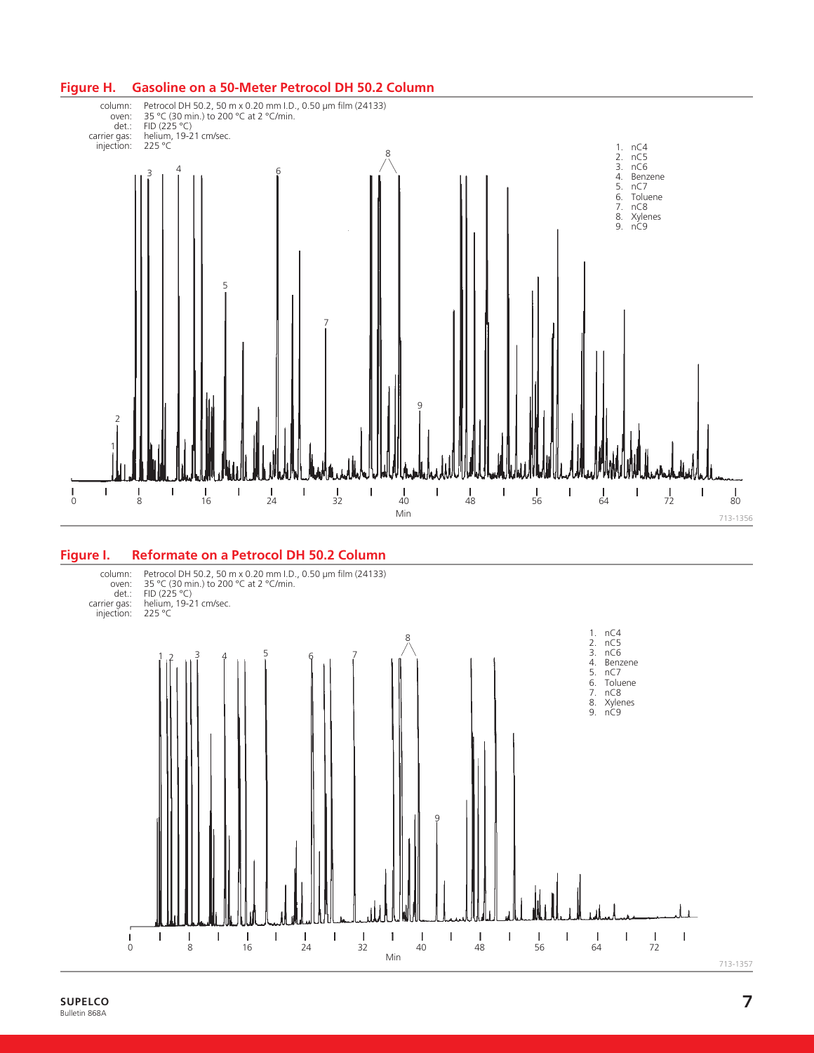## Figure H. Gasoline on a 50-Meter Petrocol DH 50.2 Column

column: Petrocol DH 50.2, 50 m x 0.20 mm I.D., 0.50 µm film (24133)
oven: 35 °C (30 min.) to 200 °C at 2 °C/min.
det.: FID (225 °C)
carrier gas: helium, 19-21 cm/sec.
injection: 225 °C

1. nC4
2. nC5
3. nC6
4. Benzene
5. nC7
6. Toluene
7. nC8
8. Xylenes
9. nC9

713-1356

## Figure I. Reformate on a Petrocol DH 50.2 Column

column: Petrocol DH 50.2, 50 m x 0.20 mm I.D., 0.50 µm film (24133)
oven: 35 °C (30 min.) to 200 °C at 2 °C/min.
det.: FID (225 °C)
carrier gas: helium, 19-21 cm/sec.
injection: 225 °C

1. nC4
2. nC5
3. nC6
4. Benzene
5. nC7
6. Toluene
7. nC8
8. Xylenes
9. nC9

713-1357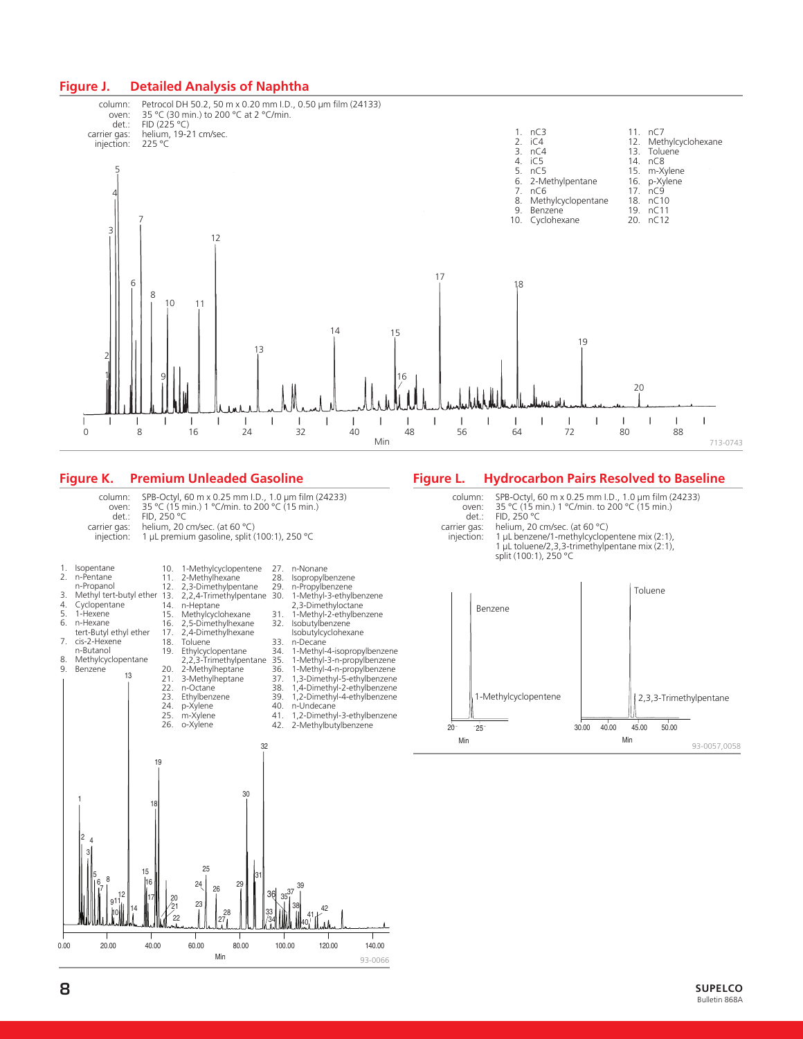## Figure J. Detailed Analysis of Naphtha

column: Petrocol DH 50.2, 50 m x 0.20 mm I.D., 0.50 µm film (24133)
oven: 35 °C (30 min.) to 200 °C at 2 °C/min.
det.: FID (225 °C)
carrier gas: helium, 19-21 cm/sec.
injection: 225 °C

1. nC3
2. iC4
3. nC4
4. iC5
5. nC5
6. 2-Methylpentane
7. nC6
8. Methylcyclopentane
9. Benzene
10. Cyclohexane
11. nC7
12. Methylcyclohexane
13. Toluene
14. nC8
15. m-Xylene
16. p-Xylene
17. nC9
18. nC10
19. nC11
20. nC12

713-0743

## Figure K. Premium Unleaded Gasoline

column: SPB-Octyl, 60 m x 0.25 mm I.D., 1.0 µm film (24233)
oven: 35 °C (15 min.) 1 °C/min. to 200 °C (15 min.)
det.: FID, 250 °C
carrier gas: helium, 20 cm/sec. (at 60 °C)
injection: 1 µL premium gasoline, split (100:1), 250 °C

1. Isopentane
2. n-Pentane
   n-Propanol
3. Methyl tert-butyl ether
4. Cyclopentane
5. 1-Hexene
6. n-Hexane
   tert-Butyl ethyl ether
7. cis-2-Hexene
   n-Butanol
8. Methylcyclopentane
9. Benzene
10. 1-Methylcyclopentene
11. 2-Methylhexane
12. 2,3-Dimethylpentane
13. 2,2,4-Trimethylpentane
14. n-Heptane
15. Methylcyclohexane
16. 2,5-Dimethylhexane
17. 2,4-Dimethylhexane
18. Toluene
19. Ethylcyclopentane
    2,2,3-Trimethylpentane
20. 2-Methylheptane
21. 3-Methylheptane
22. n-Octane
23. Ethylbenzene
24. p-Xylene
25. m-Xylene
26. o-Xylene
27. n-Nonane
28. Isopropylbenzene
29. n-Propylbenzene
30. 1-Methyl-3-ethylbenzene
    2,3-Dimethyloctane
31. 1-Methyl-2-ethylbenzene
32. Isobutylbenzene
    Isobutylcyclohexane
33. n-Decane
34. 1-Methyl-4-isopropylbenzene
35. 1-Methyl-3-n-propylbenzene
36. 1-Methyl-4-n-propylbenzene
37. 1,3-Dimethyl-5-ethylbenzene
38. 1,4-Dimethyl-2-ethylbenzene
39. 1,2-Dimethyl-4-ethylbenzene
40. n-Undecane
41. 1,2-Dimethyl-3-ethylbenzene
42. 2-Methylbutylbenzene

93-0066

## Figure L. Hydrocarbon Pairs Resolved to Baseline

column: SPB-Octyl, 60 m x 0.25 mm I.D., 1.0 µm film (24233)
oven: 35 °C (15 min.) 1 °C/min. to 200 °C (15 min.)
det.: FID, 250 °C
carrier gas: helium, 20 cm/sec. (at 60 °C)
injection: 1 µL benzene/1-methylcyclopentene mix (2:1), 1 µL toluene/2,3,3-trimethylpentane mix (2:1), split (100:1), 250 °C

93-0057,0058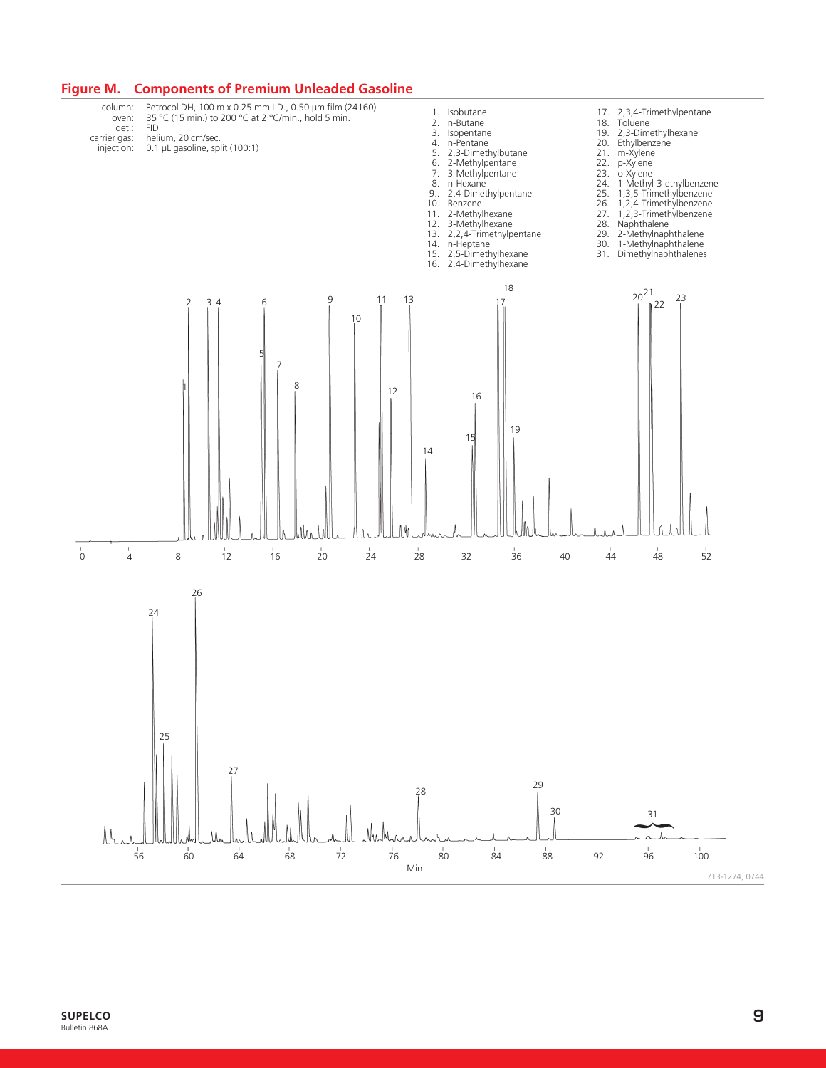## Figure M. Components of Premium Unleaded Gasoline

column: Petrocol DH, 100 m x 0.25 mm I.D., 0.50 µm film (24160)
oven: 35 °C (15 min.) to 200 °C at 2 °C/min., hold 5 min.
det.: FID
carrier gas: helium, 20 cm/sec.
injection: 0.1 µL gasoline, split (100:1)

1. Isobutane
2. n-Butane
3. Isopentane
4. n-Pentane
5. 2,3-Dimethylbutane
6. 2-Methylpentane
7. 3-Methylpentane
8. n-Hexane
9. 2,4-Dimethylpentane
10. Benzene
11. 2-Methylhexane
12. 3-Methylhexane
13. 2,2,4-Trimethylpentane
14. n-Heptane
15. 2,5-Dimethylhexane
16. 2,4-Dimethylhexane
17. 2,3,4-Trimethylpentane
18. Toluene
19. 2,3-Dimethylhexane
20. Ethylbenzene
21. m-Xylene
22. p-Xylene
23. o-Xylene
24. 1-Methyl-3-ethylbenzene
25. 1,3,5-Trimethylbenzene
26. 1,2,4-Trimethylbenzene
27. 1,2,3-Trimethylbenzene
28. Naphthalene
29. 2-Methylnaphthalene
30. 1-Methylnaphthalene
31. Dimethylnaphthalenes

713-1274, 0744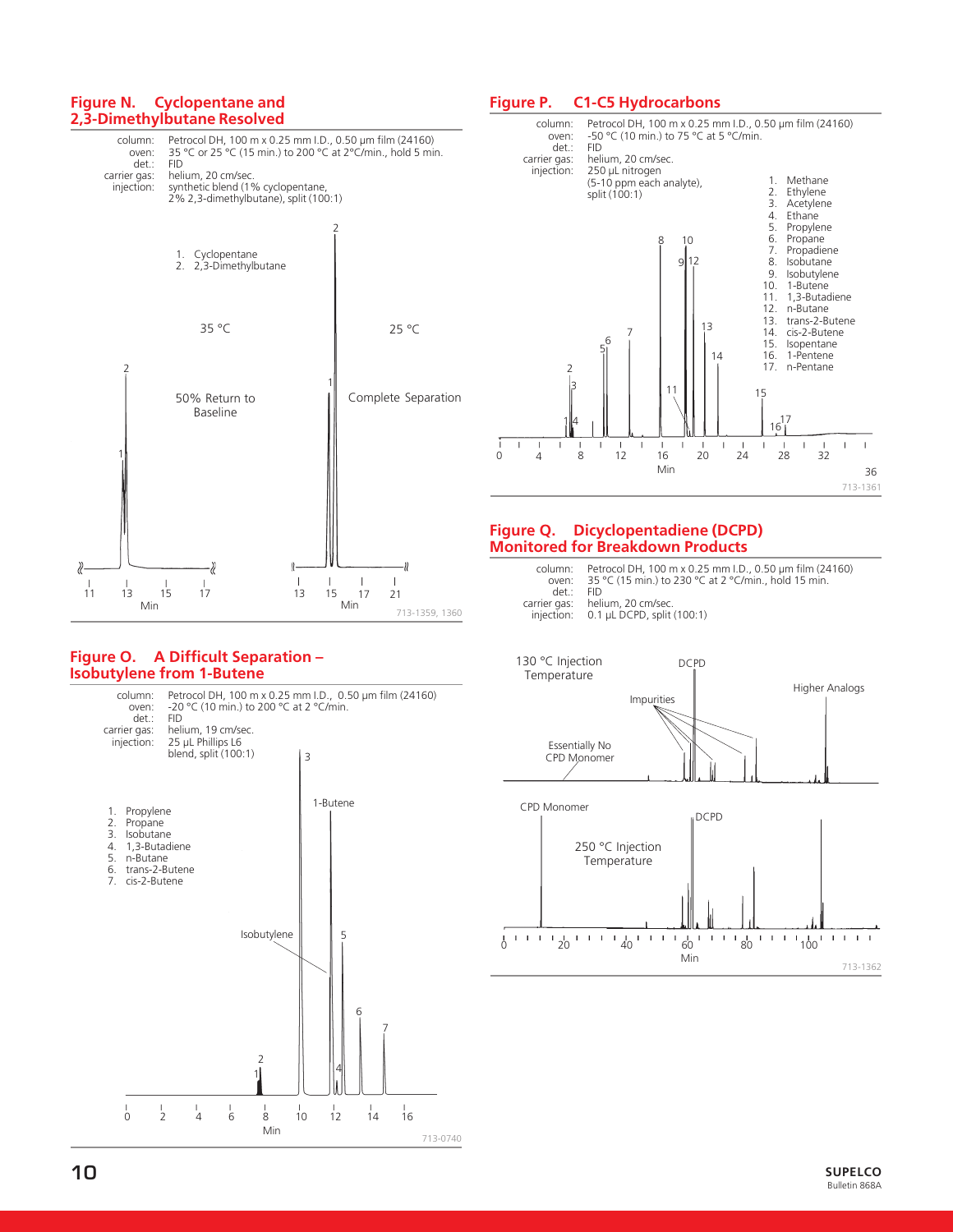## Figure N. Cyclopentane and 2,3-Dimethylbutane Resolved

column: Petrocol DH, 100 m x 0.25 mm I.D., 0.50 µm film (24160)
oven: 35 °C or 25 °C (15 min.) to 200 °C at 2°C/min., hold 5 min.
det.: FID
carrier gas: helium, 20 cm/sec.
injection: synthetic blend (1% cyclopentane, 2% 2,3-dimethylbutane), split (100:1)

1. Cyclopentane
2. 2,3-Dimethylbutane

35 °C — 50% Return to Baseline

25 °C — Complete Separation

713-1359, 1360

## Figure O. A Difficult Separation – Isobutylene from 1-Butene

column: Petrocol DH, 100 m x 0.25 mm I.D., 0.50 µm film (24160)
oven: -20 °C (10 min.) to 200 °C at 2 °C/min.
det.: FID
carrier gas: helium, 19 cm/sec.
injection: 25 µL Phillips L6 blend, split (100:1)

1. Propylene
2. Propane
3. Isobutane
4. 1,3-Butadiene
5. n-Butane
6. trans-2-Butene
7. cis-2-Butene

713-0740

## Figure P. C1-C5 Hydrocarbons

column: Petrocol DH, 100 m x 0.25 mm I.D., 0.50 µm film (24160)
oven: -50 °C (10 min.) to 75 °C at 5 °C/min.
det.: FID
carrier gas: helium, 20 cm/sec.
injection: 250 µL nitrogen (5-10 ppm each analyte), split (100:1)

1. Methane
2. Ethylene
3. Acetylene
4. Ethane
5. Propylene
6. Propane
7. Propadiene
8. Isobutane
9. Isobutylene
10. 1-Butene
11. 1,3-Butadiene
12. n-Butane
13. trans-2-Butene
14. cis-2-Butene
15. Isopentane
16. 1-Pentene
17. n-Pentane

713-1361

## Figure Q. Dicyclopentadiene (DCPD) Monitored for Breakdown Products

column: Petrocol DH, 100 m x 0.25 mm I.D., 0.50 µm film (24160)
oven: 35 °C (15 min.) to 230 °C at 2 °C/min., hold 15 min.
det.: FID
carrier gas: helium, 20 cm/sec.
injection: 0.1 µL DCPD, split (100:1)

130 °C Injection Temperature: Essentially No CPD Monomer, DCPD, Impurities, Higher Analogs

250 °C Injection Temperature: CPD Monomer, DCPD

713-1362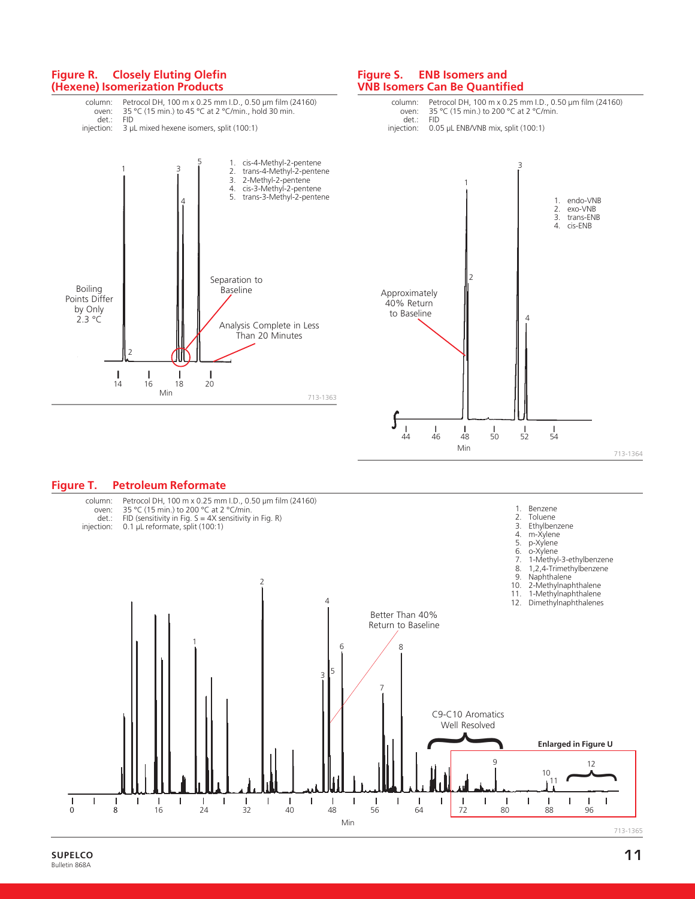## Figure R. Closely Eluting Olefin (Hexene) Isomerization Products

column: Petrocol DH, 100 m x 0.25 mm I.D., 0.50 µm film (24160)
oven: 35 °C (15 min.) to 45 °C at 2 °C/min., hold 30 min.
det.: FID
injection: 3 µL mixed hexene isomers, split (100:1)

1. cis-4-Methyl-2-pentene
2. trans-4-Methyl-2-pentene
3. 2-Methyl-2-pentene
4. cis-3-Methyl-2-pentene
5. trans-3-Methyl-2-pentene

Boiling Points Differ by Only 2.3 °C

Separation to Baseline

Analysis Complete in Less Than 20 Minutes

713-1363

## Figure S. ENB Isomers and VNB Isomers Can Be Quantified

column: Petrocol DH, 100 m x 0.25 mm I.D., 0.50 µm film (24160)
oven: 35 °C (15 min.) to 200 °C at 2 °C/min.
det.: FID
injection: 0.05 µL ENB/VNB mix, split (100:1)

1. endo-VNB
2. exo-VNB
3. trans-ENB
4. cis-ENB

Approximately 40% Return to Baseline

713-1364

## Figure T. Petroleum Reformate

column: Petrocol DH, 100 m x 0.25 mm I.D., 0.50 µm film (24160)
oven: 35 °C (15 min.) to 200 °C at 2 °C/min.
det.: FID (sensitivity in Fig. S = 4X sensitivity in Fig. R)
injection: 0.1 µL reformate, split (100:1)

1. Benzene
2. Toluene
3. Ethylbenzene
4. m-Xylene
5. p-Xylene
6. o-Xylene
7. 1-Methyl-3-ethylbenzene
8. 1,2,4-Trimethylbenzene
9. Naphthalene
10. 2-Methylnaphthalene
11. 1-Methylnaphthalene
12. Dimethylnaphthalenes

Better Than 40% Return to Baseline

C9-C10 Aromatics Well Resolved

**Enlarged in Figure U**

713-1365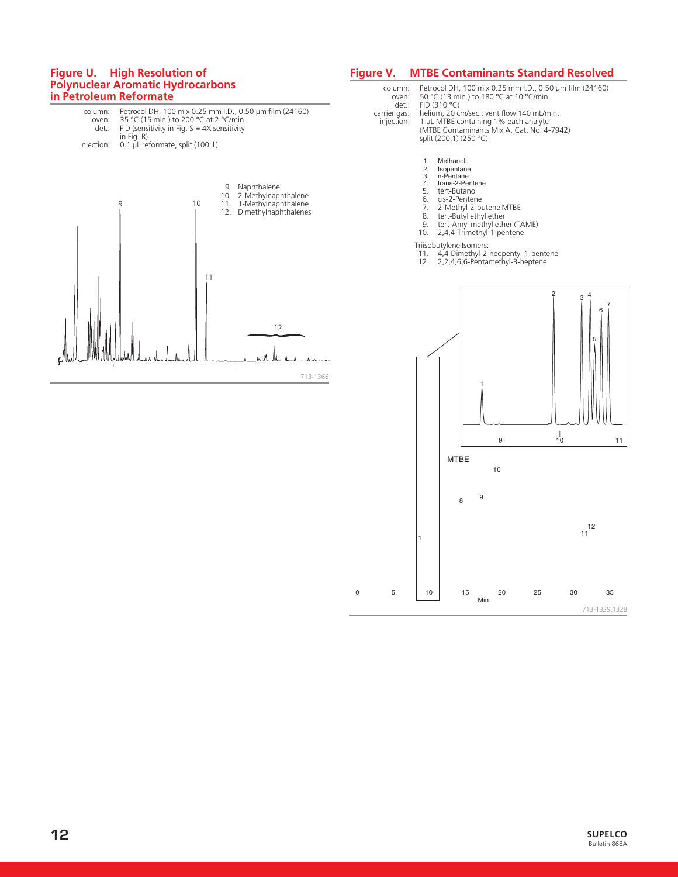## Figure U. High Resolution of Polynuclear Aromatic Hydrocarbons in Petroleum Reformate

column: Petrocol DH, 100 m x 0.25 mm I.D., 0.50 µm film (24160)
oven: 35 °C (15 min.) to 200 °C at 2 °C/min.
det.: FID (sensitivity in Fig. S = 4X sensitivity in Fig. R)
injection: 0.1 µL reformate, split (100:1)

9. Naphthalene
10. 2-Methylnaphthalene
11. 1-Methylnaphthalene
12. Dimethylnaphthalenes

713-1366

## Figure V. MTBE Contaminants Standard Resolved

column: Petrocol DH, 100 m x 0.25 mm I.D., 0.50 µm film (24160)
oven: 50 °C (13 min.) to 180 °C at 10 °C/min.
det.: FID (310 °C)
carrier gas: helium, 20 cm/sec.; vent flow 140 mL/min.
injection: 1 µL MTBE containing 1% each analyte (MTBE Contaminants Mix A, Cat. No. 4-7942) split (200:1) (250 °C)

1. Methanol
2. Isopentane
3. n-Pentane
4. trans-2-Pentene
5. tert-Butanol
6. cis-2-Pentene
7. 2-Methyl-2-butene MTBE
8. tert-Butyl ethyl ether
9. tert-Amyl methyl ether (TAME)
10. 2,4,4-Trimethyl-1-pentene

Triisobutylene Isomers:

11. 4,4-Dimethyl-2-neopentyl-1-pentene
12. 2,2,4,6,6-Pentamethyl-3-heptene

713-1329,1328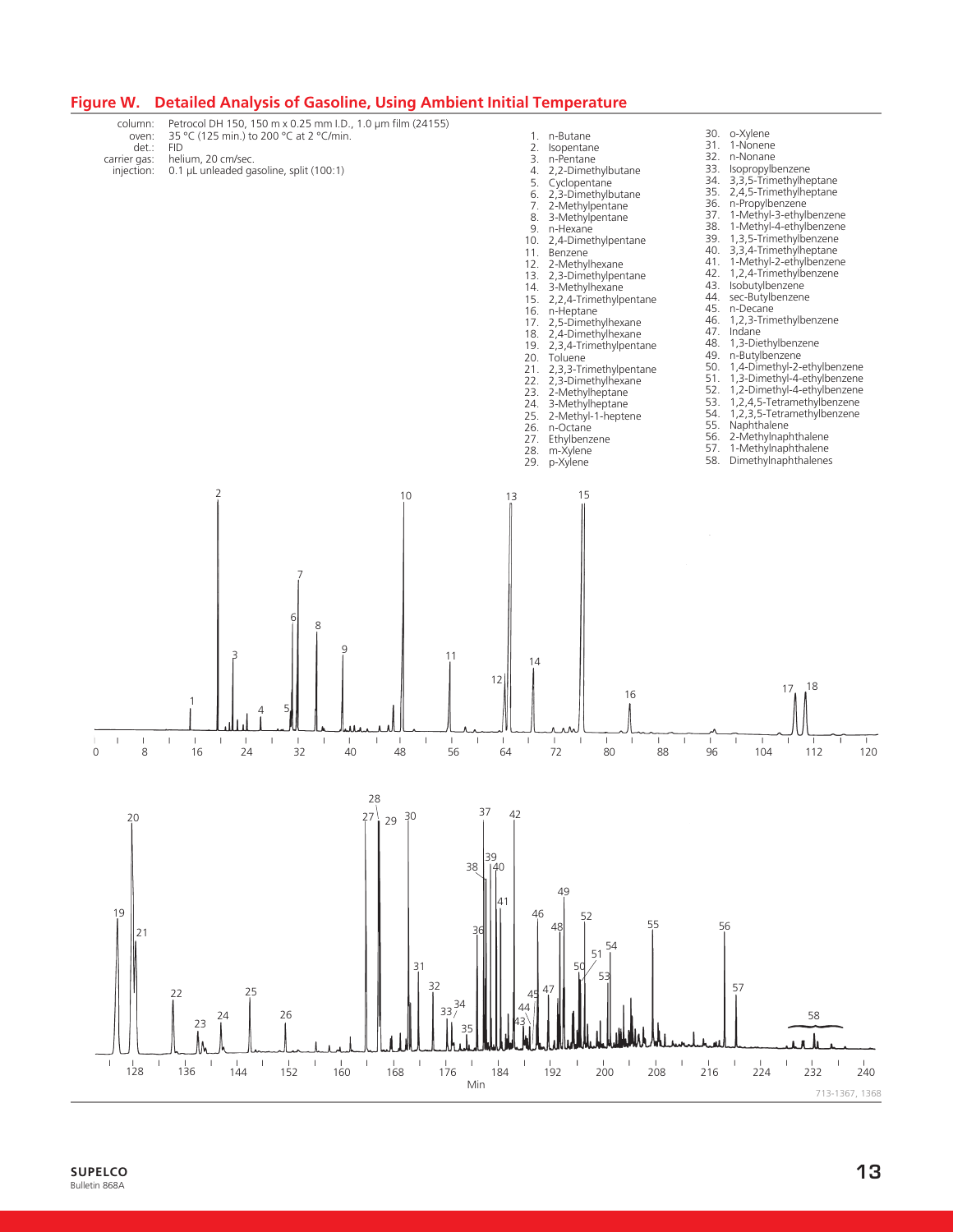## Figure W. Detailed Analysis of Gasoline, Using Ambient Initial Temperature

column: Petrocol DH 150, 150 m x 0.25 mm I.D., 1.0 µm film (24155)
oven: 35 °C (125 min.) to 200 °C at 2 °C/min.
det.: FID
carrier gas: helium, 20 cm/sec.
injection: 0.1 µL unleaded gasoline, split (100:1)

1. n-Butane
2. Isopentane
3. n-Pentane
4. 2,2-Dimethylbutane
5. Cyclopentane
6. 2,3-Dimethylbutane
7. 2-Methylpentane
8. 3-Methylpentane
9. n-Hexane
10. 2,4-Dimethylpentane
11. Benzene
12. 2-Methylhexane
13. 2,3-Dimethylpentane
14. 3-Methylhexane
15. 2,2,4-Trimethylpentane
16. n-Heptane
17. 2,5-Dimethylhexane
18. 2,4-Dimethylhexane
19. 2,3,4-Trimethylpentane
20. Toluene
21. 2,3,3-Trimethylpentane
22. 2,3-Dimethylhexane
23. 2-Methylheptane
24. 3-Methylheptane
25. 2-Methyl-1-heptene
26. n-Octane
27. Ethylbenzene
28. m-Xylene
29. p-Xylene
30. o-Xylene
31. 1-Nonene
32. n-Nonane
33. Isopropylbenzene
34. 3,3,5-Trimethylheptane
35. 2,4,5-Trimethylheptane
36. n-Propylbenzene
37. 1-Methyl-3-ethylbenzene
38. 1-Methyl-4-ethylbenzene
39. 1,3,5-Trimethylbenzene
40. 3,3,4-Trimethylheptane
41. 1-Methyl-2-ethylbenzene
42. 1,2,4-Trimethylbenzene
43. Isobutylbenzene
44. sec-Butylbenzene
45. n-Decane
46. 1,2,3-Trimethylbenzene
47. Indane
48. 1,3-Diethylbenzene
49. n-Butylbenzene
50. 1,4-Dimethyl-2-ethylbenzene
51. 1,3-Dimethyl-4-ethylbenzene
52. 1,2-Dimethyl-4-ethylbenzene
53. 1,2,4,5-Tetramethylbenzene
54. 1,2,3,5-Tetramethylbenzene
55. Naphthalene
56. 2-Methylnaphthalene
57. 1-Methylnaphthalene
58. Dimethylnaphthalenes

713-1367, 1368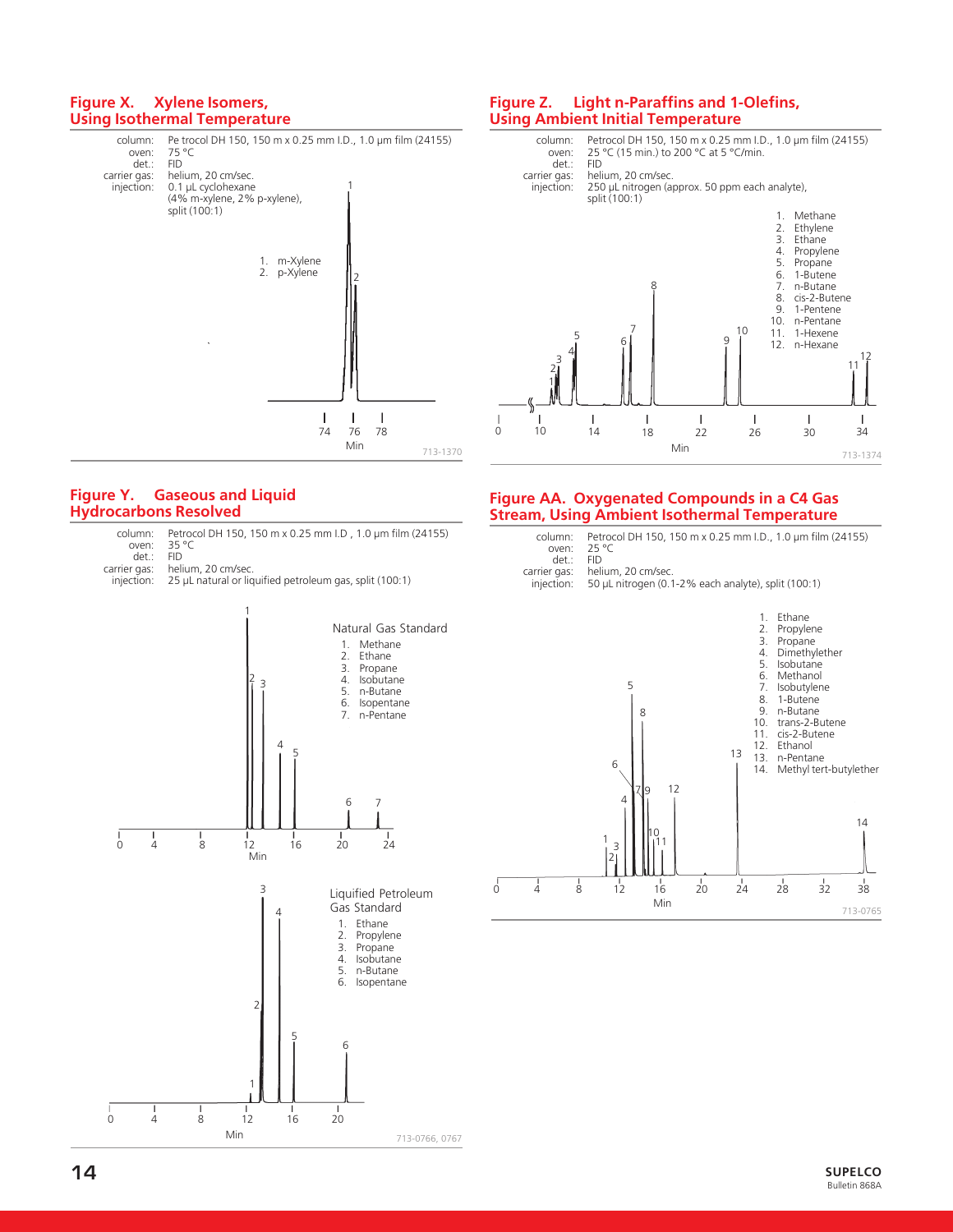## Figure X. Xylene Isomers, Using Isothermal Temperature

column: Pe trocol DH 150, 150 m x 0.25 mm I.D., 1.0 µm film (24155)
oven: 75 °C
det.: FID
carrier gas: helium, 20 cm/sec.
injection: 0.1 µL cyclohexane (4% m-xylene, 2% p-xylene), split (100:1)

1. m-Xylene
2. p-Xylene

713-1370

## Figure Z. Light n-Paraffins and 1-Olefins, Using Ambient Initial Temperature

column: Petrocol DH 150, 150 m x 0.25 mm I.D., 1.0 µm film (24155)
oven: 25 °C (15 min.) to 200 °C at 5 °C/min.
det.: FID
carrier gas: helium, 20 cm/sec.
injection: 250 µL nitrogen (approx. 50 ppm each analyte), split (100:1)

1. Methane
2. Ethylene
3. Ethane
4. Propylene
5. Propane
6. 1-Butene
7. n-Butane
8. cis-2-Butene
9. 1-Pentene
10. n-Pentane
11. 1-Hexene
12. n-Hexane

713-1374

## Figure Y. Gaseous and Liquid Hydrocarbons Resolved

column: Petrocol DH 150, 150 m x 0.25 mm I.D , 1.0 µm film (24155)
oven: 35 °C
det.: FID
carrier gas: helium, 20 cm/sec.
injection: 25 µL natural or liquified petroleum gas, split (100:1)

Natural Gas Standard

1. Methane
2. Ethane
3. Propane
4. Isobutane
5. n-Butane
6. Isopentane
7. n-Pentane

Liquified Petroleum Gas Standard

1. Ethane
2. Propylene
3. Propane
4. Isobutane
5. n-Butane
6. Isopentane

713-0766, 0767

## Figure AA. Oxygenated Compounds in a C4 Gas Stream, Using Ambient Isothermal Temperature

column: Petrocol DH 150, 150 m x 0.25 mm I.D., 1.0 µm film (24155)
oven: 25 °C
det.: FID
carrier gas: helium, 20 cm/sec.
injection: 50 µL nitrogen (0.1-2% each analyte), split (100:1)

1. Ethane
2. Propylene
3. Propane
4. Dimethylether
5. Isobutane
6. Methanol
7. Isobutylene
8. 1-Butene
9. n-Butane
10. trans-2-Butene
11. cis-2-Butene
12. Ethanol
13. n-Pentane
14. Methyl tert-butylether

713-0765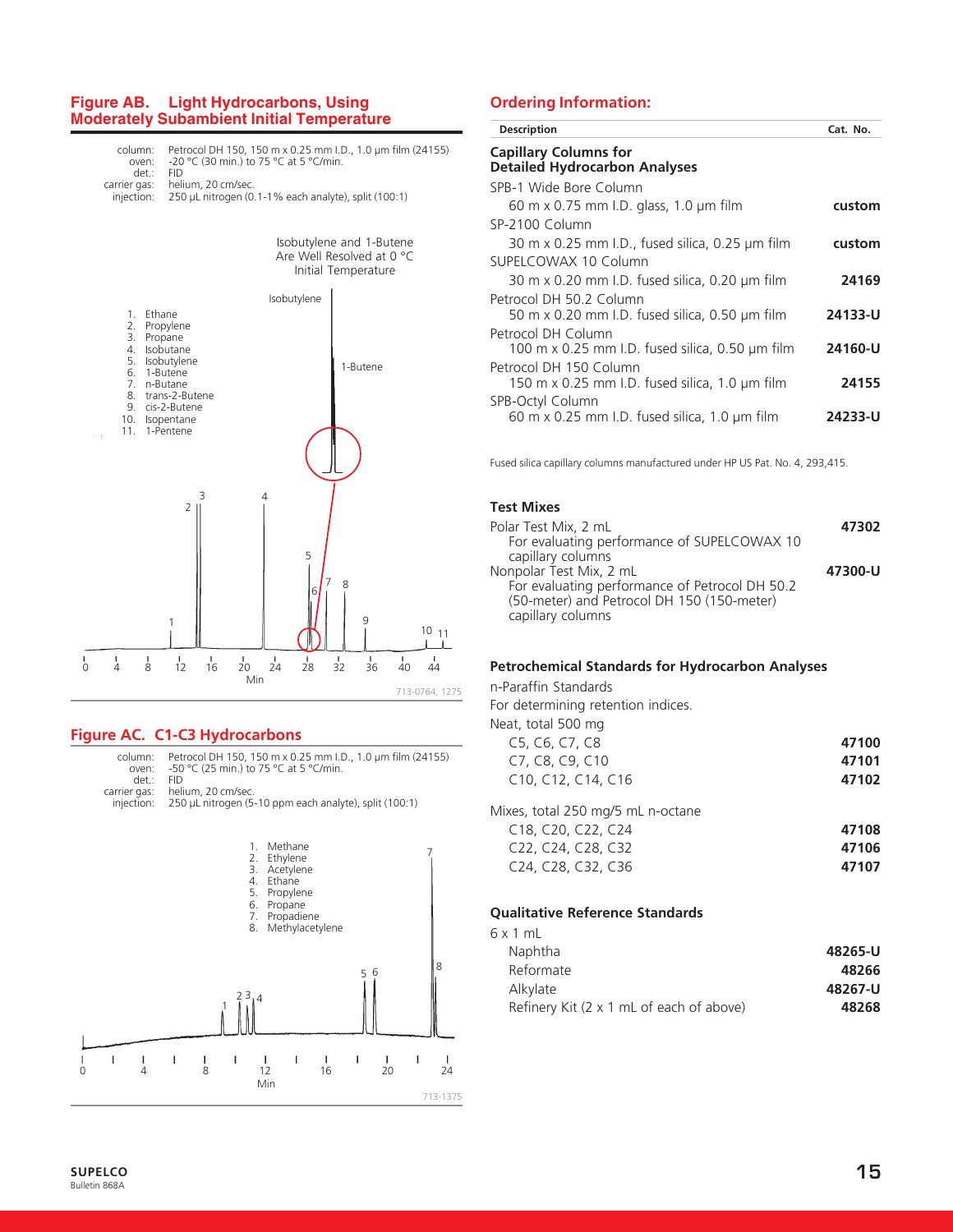## Figure AB. Light Hydrocarbons, Using Moderately Subambient Initial Temperature

column: Petrocol DH 150, 150 m x 0.25 mm I.D., 1.0 µm film (24155)
oven: -20 °C (30 min.) to 75 °C at 5 °C/min.
det.: FID
carrier gas: helium, 20 cm/sec.
injection: 250 µL nitrogen (0.1-1% each analyte), split (100:1)

Isobutylene and 1-Butene Are Well Resolved at 0 °C Initial Temperature

1. Ethane
2. Propylene
3. Propane
4. Isobutane
5. Isobutylene
6. 1-Butene
7. n-Butane
8. trans-2-Butene
9. cis-2-Butene
10. Isopentane
11. 1-Pentene

713-0764, 1275

## Figure AC. C1-C3 Hydrocarbons

column: Petrocol DH 150, 150 m x 0.25 mm I.D., 1.0 µm film (24155)
oven: -50 °C (25 min.) to 75 °C at 5 °C/min.
det.: FID
carrier gas: helium, 20 cm/sec.
injection: 250 µL nitrogen (5-10 ppm each analyte), split (100:1)

1. Methane
2. Ethylene
3. Acetylene
4. Ethane
5. Propylene
6. Propane
7. Propadiene
8. Methylacetylene

713-1375

## Ordering Information:

| Description | Cat. No. |
|---|---|
| **Capillary Columns for Detailed Hydrocarbon Analyses** | |
| SPB-1 Wide Bore Column | |
| 60 m x 0.75 mm I.D. glass, 1.0 µm film | custom |
| SP-2100 Column | |
| 30 m x 0.25 mm I.D., fused silica, 0.25 µm film | custom |
| SUPELCOWAX 10 Column | |
| 30 m x 0.20 mm I.D. fused silica, 0.20 µm film | 24169 |
| Petrocol DH 50.2 Column | |
| 50 m x 0.20 mm I.D. fused silica, 0.50 µm film | 24133-U |
| Petrocol DH Column | |
| 100 m x 0.25 mm I.D. fused silica, 0.50 µm film | 24160-U |
| Petrocol DH 150 Column | |
| 150 m x 0.25 mm I.D. fused silica, 1.0 µm film | 24155 |
| SPB-Octyl Column | |
| 60 m x 0.25 mm I.D. fused silica, 1.0 µm film | 24233-U |

Fused silica capillary columns manufactured under HP US Pat. No. 4, 293,415.

### Test Mixes

| | |
|---|---|
| Polar Test Mix, 2 mL<br>For evaluating performance of SUPELCOWAX 10 capillary columns | 47302 |
| Nonpolar Test Mix, 2 mL<br>For evaluating performance of Petrocol DH 50.2 (50-meter) and Petrocol DH 150 (150-meter) capillary columns | 47300-U |

### Petrochemical Standards for Hydrocarbon Analyses

n-Paraffin Standards
For determining retention indices.

| | |
|---|---|
| Neat, total 500 mg | |
| C5, C6, C7, C8 | 47100 |
| C7, C8, C9, C10 | 47101 |
| C10, C12, C14, C16 | 47102 |
| Mixes, total 250 mg/5 mL n-octane | |
| C18, C20, C22, C24 | 47108 |
| C22, C24, C28, C32 | 47106 |
| C24, C28, C32, C36 | 47107 |

### Qualitative Reference Standards

| | |
|---|---|
| 6 x 1 mL | |
| Naphtha | 48265-U |
| Reformate | 48266 |
| Alkylate | 48267-U |
| Refinery Kit (2 x 1 mL of each of above) | 48268 |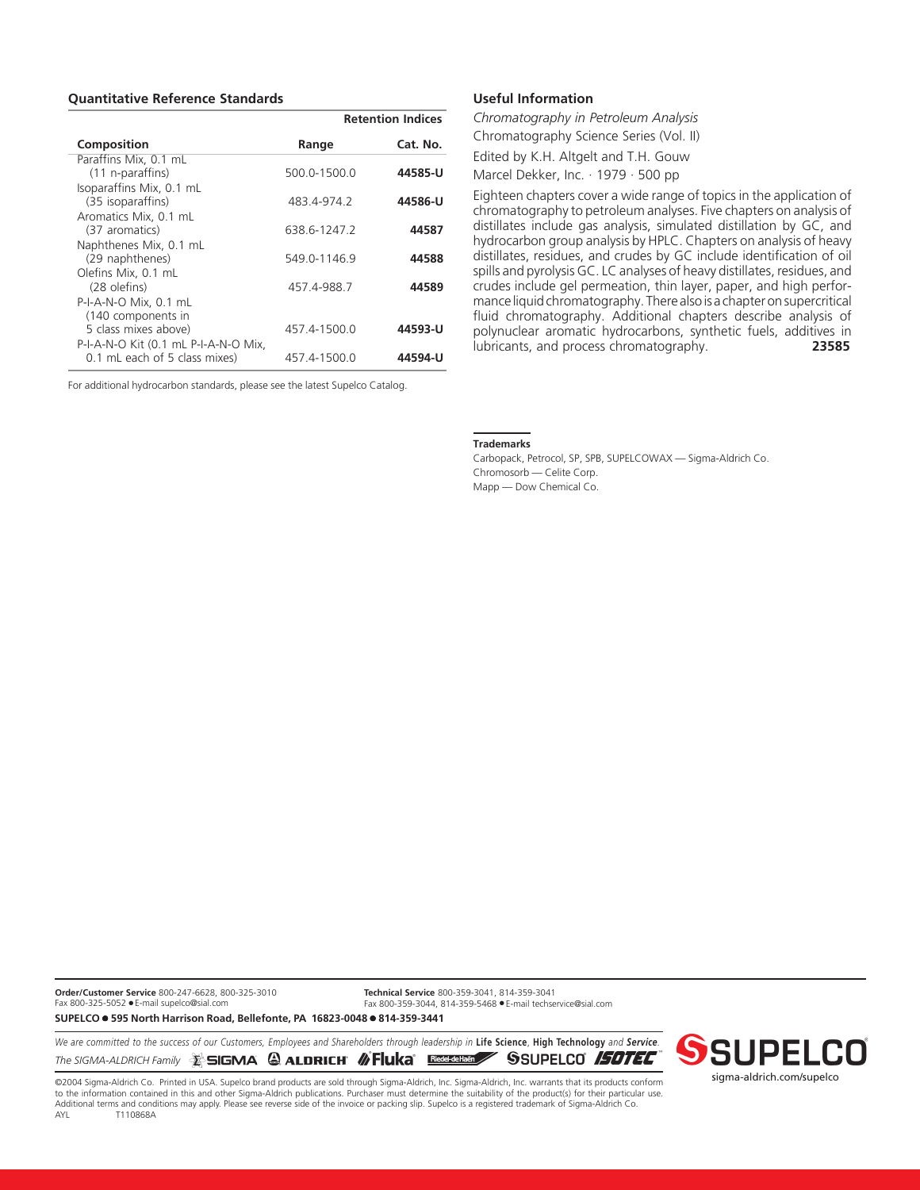## Quantitative Reference Standards

| | Retention Indices | |
|---|---|---|
| **Composition** | **Range** | **Cat. No.** |
| Paraffins Mix, 0.1 mL (11 n-paraffins) | 500.0-1500.0 | **44585-U** |
| Isoparaffins Mix, 0.1 mL (35 isoparaffins) | 483.4-974.2 | **44586-U** |
| Aromatics Mix, 0.1 mL (37 aromatics) | 638.6-1247.2 | **44587** |
| Naphthenes Mix, 0.1 mL (29 naphthenes) | 549.0-1146.9 | **44588** |
| Olefins Mix, 0.1 mL (28 olefins) | 457.4-988.7 | **44589** |
| P-I-A-N-O Mix, 0.1 mL (140 components in 5 class mixes above) | 457.4-1500.0 | **44593-U** |
| P-I-A-N-O Kit (0.1 mL P-I-A-N-O Mix, 0.1 mL each of 5 class mixes) | 457.4-1500.0 | **44594-U** |

For additional hydrocarbon standards, please see the latest Supelco Catalog.

## Useful Information

*Chromatography in Petroleum Analysis*

Chromatography Science Series (Vol. II)

Edited by K.H. Altgelt and T.H. Gouw

Marcel Dekker, Inc. · 1979 · 500 pp

Eighteen chapters cover a wide range of topics in the application of chromatography to petroleum analyses. Five chapters on analysis of distillates include gas analysis, simulated distillation by GC, and hydrocarbon group analysis by HPLC. Chapters on analysis of heavy distillates, residues, and crudes by GC include identification of oil spills and pyrolysis GC. LC analyses of heavy distillates, residues, and crudes include gel permeation, thin layer, paper, and high performance liquid chromatography. There also is a chapter on supercritical fluid chromatography. Additional chapters describe analysis of polynuclear aromatic hydrocarbons, synthetic fuels, additives in lubricants, and process chromatography. **23585**

**Trademarks**

Carbopack, Petrocol, SP, SPB, SUPELCOWAX — Sigma-Aldrich Co.
Chromosorb — Celite Corp.
Mapp — Dow Chemical Co.

**Order/Customer Service** 800-247-6628, 800-325-3010
Fax 800-325-5052 • E-mail supelco@sial.com

**Technical Service** 800-359-3041, 814-359-3041
Fax 800-359-3044, 814-359-5468 • E-mail techservice@sial.com

**SUPELCO • 595 North Harrison Road, Bellefonte, PA 16823-0048 • 814-359-3441**

*We are committed to the success of our Customers, Employees and Shareholders through leadership in* **Life Science**, **High Technology** *and* ***Service***.

*The SIGMA-ALDRICH Family* SIGMA ALDRICH Fluka Riedel-deHaën SUPELCO ISOTEC

SUPELCO
sigma-aldrich.com/supelco

©2004 Sigma-Aldrich Co. Printed in USA. Supelco brand products are sold through Sigma-Aldrich, Inc. Sigma-Aldrich, Inc. warrants that its products conform to the information contained in this and other Sigma-Aldrich publications. Purchaser must determine the suitability of the product(s) for their particular use. Additional terms and conditions may apply. Please see reverse side of the invoice or packing slip. Supelco is a registered trademark of Sigma-Aldrich Co.
AYL T110868A